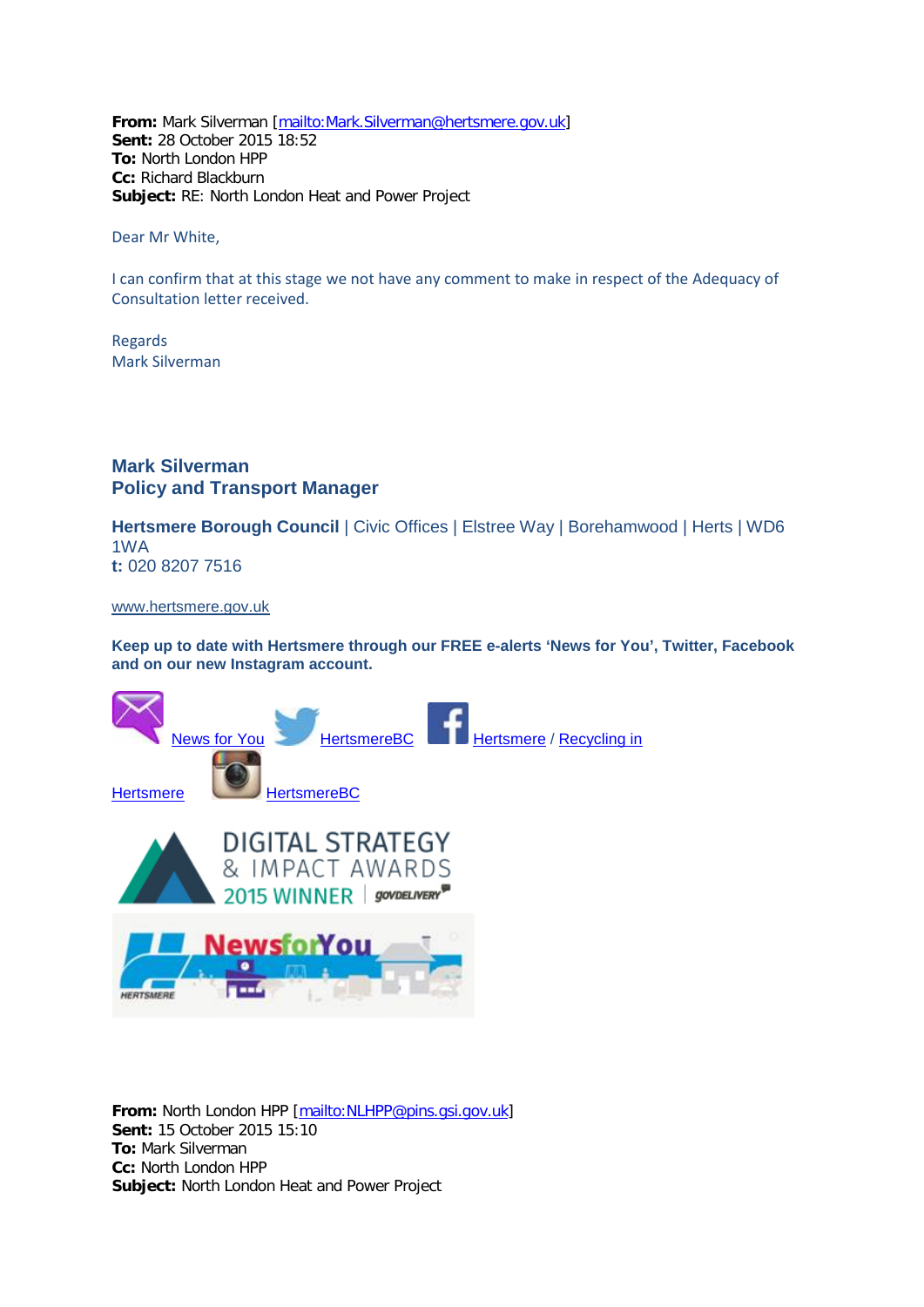**From:** Mark Silverman [mailto:Mark.Silverman@hertsmere.gov.uk]
**Sent:** 28 October 2015 18:52
**To:** North London HPP
**Cc:** Richard Blackburn
**Subject:** RE: North London Heat and Power Project

Dear Mr White,

I can confirm that at this stage we not have any comment to make in respect of the Adequacy of Consultation letter received.

Regards
Mark Silverman

**Mark Silverman**
**Policy and Transport Manager**

**Hertsmere Borough Council** | Civic Offices | Elstree Way | Borehamwood | Herts | WD6 1WA
**t:** 020 8207 7516

www.hertsmere.gov.uk

**Keep up to date with Hertsmere through our FREE e-alerts 'News for You', Twitter, Facebook and on our new Instagram account.**

News for You HertsmereBC Hertsmere / Recycling in Hertsmere HertsmereBC

**From:** North London HPP [mailto:NLHPP@pins.gsi.gov.uk]
**Sent:** 15 October 2015 15:10
**To:** Mark Silverman
**Cc:** North London HPP
**Subject:** North London Heat and Power Project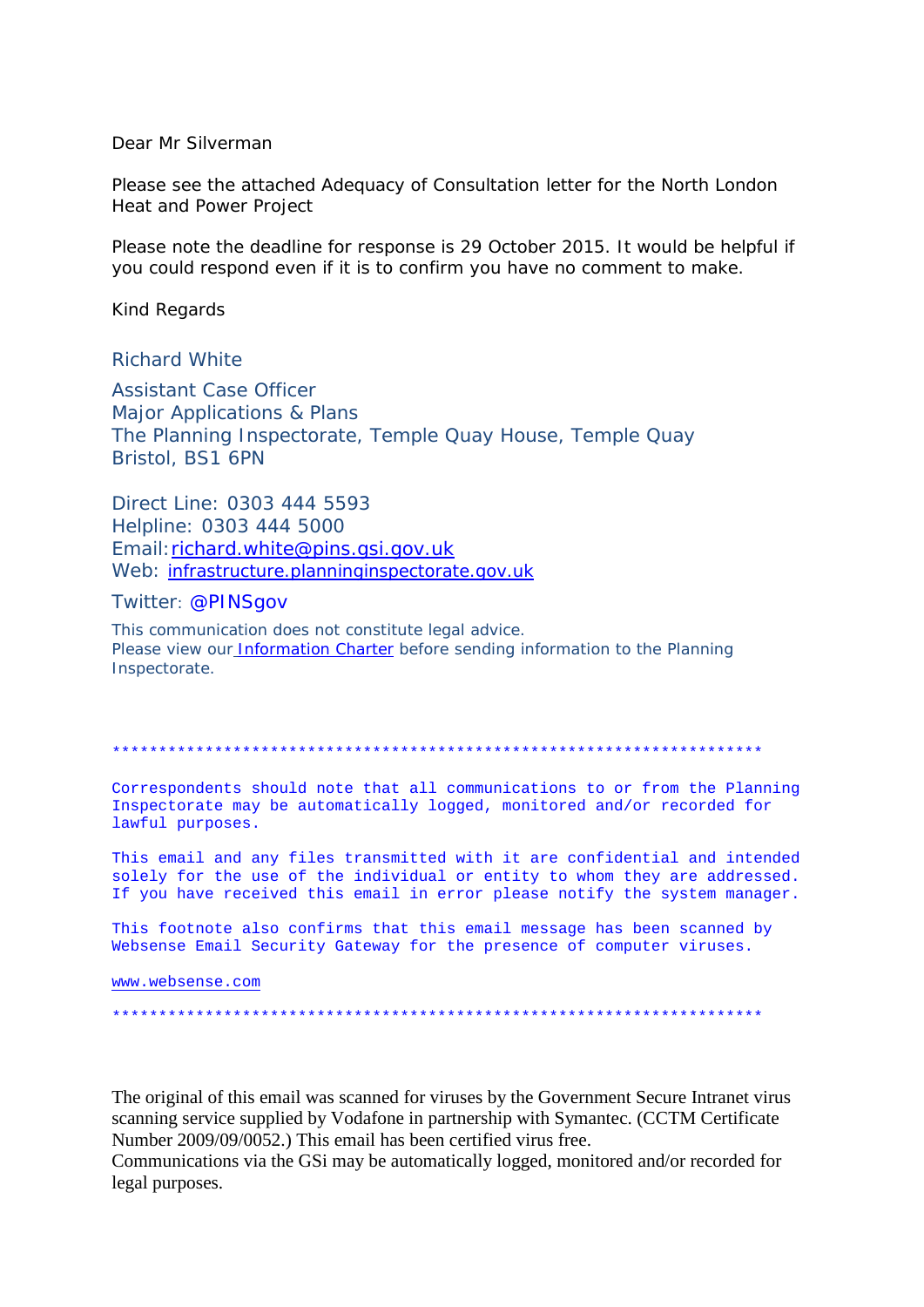Dear Mr Silverman

Please see the attached Adequacy of Consultation letter for the North London Heat and Power Project

Please note the deadline for response is 29 October 2015. It would be helpful if you could respond even if it is to confirm you have no comment to make.

Kind Regards

Richard White

Assistant Case Officer
Major Applications & Plans
The Planning Inspectorate, Temple Quay House, Temple Quay
Bristol, BS1 6PN

Direct Line: 0303 444 5593
Helpline: 0303 444 5000
Email: richard.white@pins.gsi.gov.uk
Web: infrastructure.planninginspectorate.gov.uk

Twitter: @PINSgov

This communication does not constitute legal advice.
Please view our Information Charter before sending information to the Planning Inspectorate.

**********************************************************************

Correspondents should note that all communications to or from the Planning Inspectorate may be automatically logged, monitored and/or recorded for lawful purposes.

This email and any files transmitted with it are confidential and intended solely for the use of the individual or entity to whom they are addressed. If you have received this email in error please notify the system manager.

This footnote also confirms that this email message has been scanned by Websense Email Security Gateway for the presence of computer viruses.

www.websense.com

**********************************************************************

The original of this email was scanned for viruses by the Government Secure Intranet virus scanning service supplied by Vodafone in partnership with Symantec. (CCTM Certificate Number 2009/09/0052.) This email has been certified virus free.
Communications via the GSi may be automatically logged, monitored and/or recorded for legal purposes.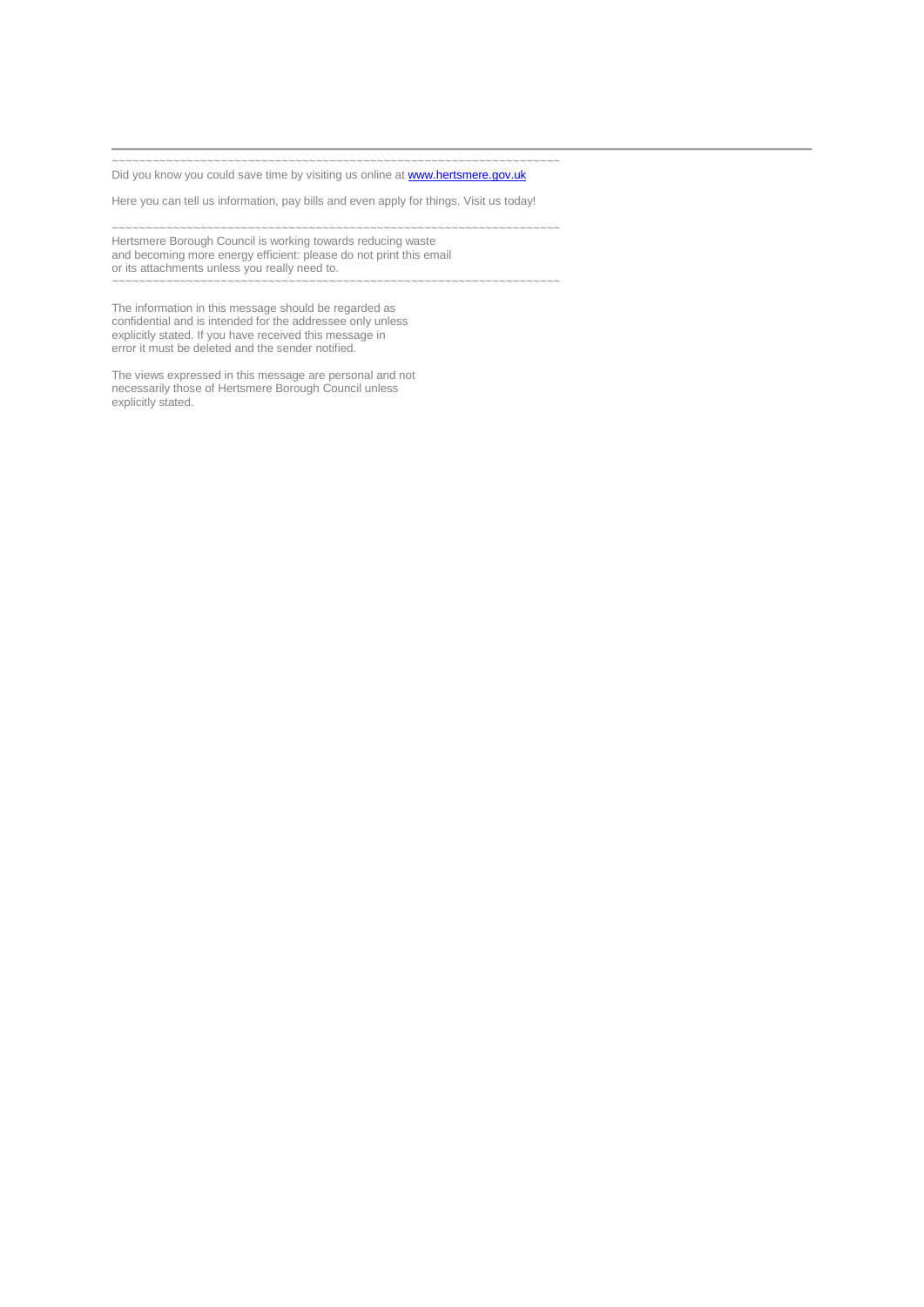---

~~~~~~~~~~~~~~~~~~~~~~~~~~~~~~~~~~~~~~~~~~~~~~~~~~~~~~~~~~~~~~~~~~~~~~

Did you know you could save time by visiting us online at [www.hertsmere.gov.uk](http://www.hertsmere.gov.uk)

Here you can tell us information, pay bills and even apply for things. Visit us today!

~~~~~~~~~~~~~~~~~~~~~~~~~~~~~~~~~~~~~~~~~~~~~~~~~~~~~~~~~~~~~~~~~~~~~~

Hertsmere Borough Council is working towards reducing waste
and becoming more energy efficient: please do not print this email
or its attachments unless you really need to.

~~~~~~~~~~~~~~~~~~~~~~~~~~~~~~~~~~~~~~~~~~~~~~~~~~~~~~~~~~~~~~~~~~~~~~

The information in this message should be regarded as
confidential and is intended for the addressee only unless
explicitly stated. If you have received this message in
error it must be deleted and the sender notified.

The views expressed in this message are personal and not
necessarily those of Hertsmere Borough Council unless
explicitly stated.